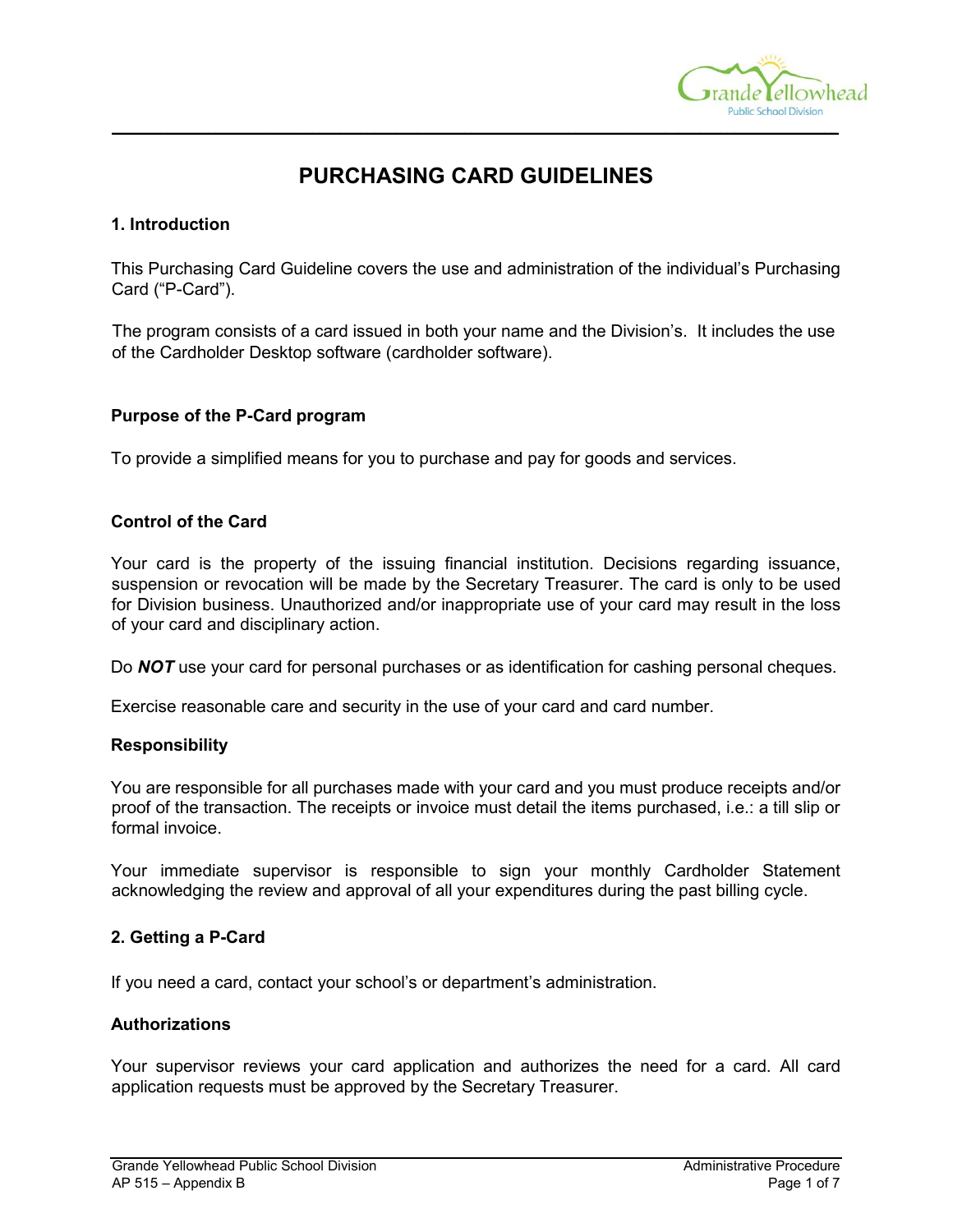# PURCHASING CARD GUIDELINES

## 1. Introduction

This Purchasing Card Guideline covers the use and administration of the individual's Purchasing Card ("P-Card").

The program consists of a card issued in both your name and the Division's. It includes the use of the Cardholder Desktop software (cardholder software).

### Purpose of the P-Card program

To provide a simplified means for you to purchase and pay for goods and services.

### Control of the Card

Your card is the property of the issuing financial institution. Decisions regarding issuance, suspension or revocation will be made by the Secretary Treasurer. The card is only to be used for Division business. Unauthorized and/or inappropriate use of your card may result in the loss of your card and disciplinary action.

Do ***NOT*** use your card for personal purchases or as identification for cashing personal cheques.

Exercise reasonable care and security in the use of your card and card number.

### Responsibility

You are responsible for all purchases made with your card and you must produce receipts and/or proof of the transaction. The receipts or invoice must detail the items purchased, i.e.: a till slip or formal invoice.

Your immediate supervisor is responsible to sign your monthly Cardholder Statement acknowledging the review and approval of all your expenditures during the past billing cycle.

## 2. Getting a P-Card

If you need a card, contact your school's or department's administration.

### Authorizations

Your supervisor reviews your card application and authorizes the need for a card. All card application requests must be approved by the Secretary Treasurer.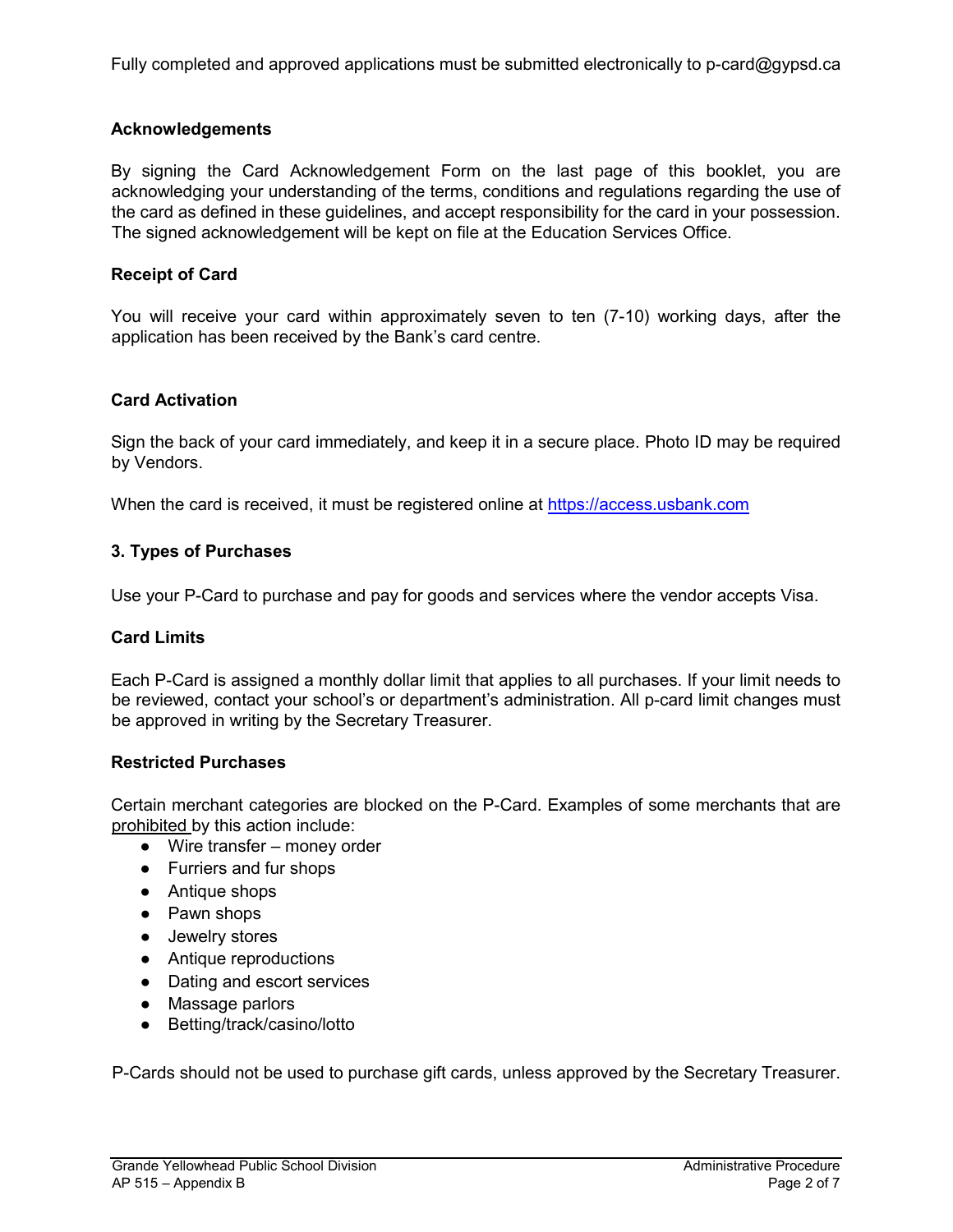Fully completed and approved applications must be submitted electronically to p-card@gypsd.ca

### Acknowledgements

By signing the Card Acknowledgement Form on the last page of this booklet, you are acknowledging your understanding of the terms, conditions and regulations regarding the use of the card as defined in these guidelines, and accept responsibility for the card in your possession. The signed acknowledgement will be kept on file at the Education Services Office.

### Receipt of Card

You will receive your card within approximately seven to ten (7-10) working days, after the application has been received by the Bank's card centre.

### Card Activation

Sign the back of your card immediately, and keep it in a secure place. Photo ID may be required by Vendors.

When the card is received, it must be registered online at [https://access.usbank.com](https://access.usbank.com)

## 3. Types of Purchases

Use your P-Card to purchase and pay for goods and services where the vendor accepts Visa.

### Card Limits

Each P-Card is assigned a monthly dollar limit that applies to all purchases. If your limit needs to be reviewed, contact your school's or department's administration. All p-card limit changes must be approved in writing by the Secretary Treasurer.

### Restricted Purchases

Certain merchant categories are blocked on the P-Card. Examples of some merchants that are <u>prohibited</u> by this action include:

- Wire transfer – money order
- Furriers and fur shops
- Antique shops
- Pawn shops
- Jewelry stores
- Antique reproductions
- Dating and escort services
- Massage parlors
- Betting/track/casino/lotto

P-Cards should not be used to purchase gift cards, unless approved by the Secretary Treasurer.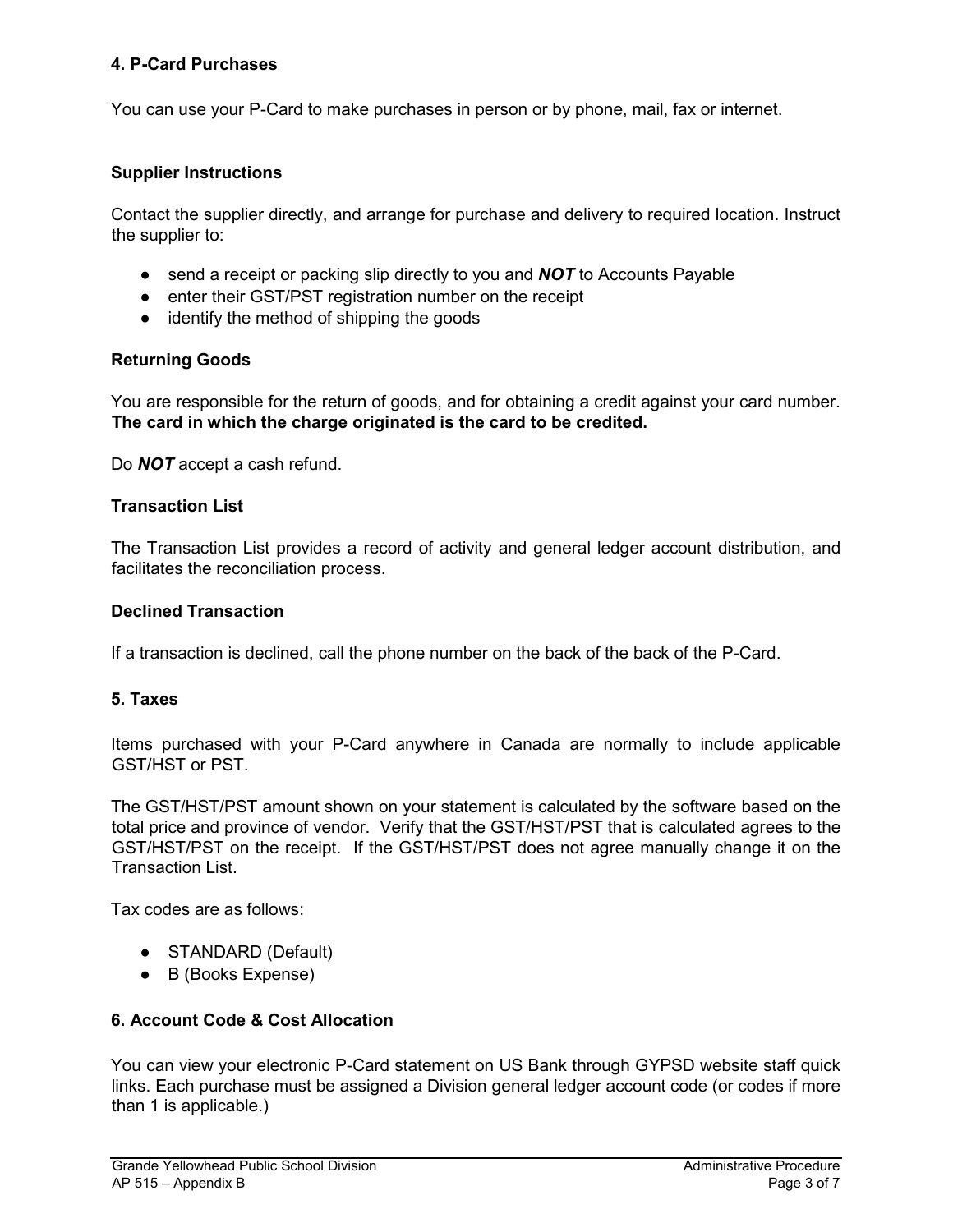## 4. P-Card Purchases

You can use your P-Card to make purchases in person or by phone, mail, fax or internet.

### Supplier Instructions

Contact the supplier directly, and arrange for purchase and delivery to required location. Instruct the supplier to:

- send a receipt or packing slip directly to you and ***NOT*** to Accounts Payable
- enter their GST/PST registration number on the receipt
- identify the method of shipping the goods

### Returning Goods

You are responsible for the return of goods, and for obtaining a credit against your card number. **The card in which the charge originated is the card to be credited.**

Do ***NOT*** accept a cash refund.

### Transaction List

The Transaction List provides a record of activity and general ledger account distribution, and facilitates the reconciliation process.

### Declined Transaction

If a transaction is declined, call the phone number on the back of the back of the P-Card.

## 5. Taxes

Items purchased with your P-Card anywhere in Canada are normally to include applicable GST/HST or PST.

The GST/HST/PST amount shown on your statement is calculated by the software based on the total price and province of vendor. Verify that the GST/HST/PST that is calculated agrees to the GST/HST/PST on the receipt. If the GST/HST/PST does not agree manually change it on the Transaction List.

Tax codes are as follows:

- STANDARD (Default)
- B (Books Expense)

## 6. Account Code & Cost Allocation

You can view your electronic P-Card statement on US Bank through GYPSD website staff quick links. Each purchase must be assigned a Division general ledger account code (or codes if more than 1 is applicable.)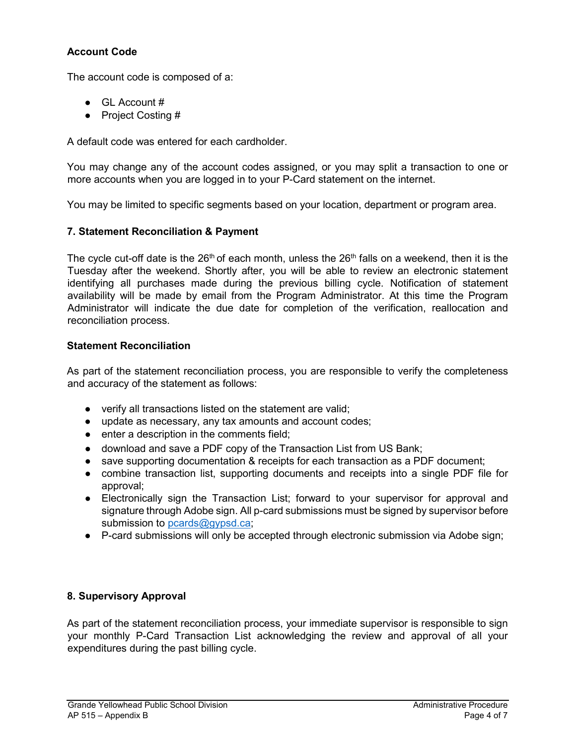### Account Code

The account code is composed of a:

- GL Account #
- Project Costing #

A default code was entered for each cardholder.

You may change any of the account codes assigned, or you may split a transaction to one or more accounts when you are logged in to your P-Card statement on the internet.

You may be limited to specific segments based on your location, department or program area.

### 7. Statement Reconciliation & Payment

The cycle cut-off date is the 26th of each month, unless the 26th falls on a weekend, then it is the Tuesday after the weekend. Shortly after, you will be able to review an electronic statement identifying all purchases made during the previous billing cycle. Notification of statement availability will be made by email from the Program Administrator. At this time the Program Administrator will indicate the due date for completion of the verification, reallocation and reconciliation process.

### Statement Reconciliation

As part of the statement reconciliation process, you are responsible to verify the completeness and accuracy of the statement as follows:

- verify all transactions listed on the statement are valid;
- update as necessary, any tax amounts and account codes;
- enter a description in the comments field;
- download and save a PDF copy of the Transaction List from US Bank;
- save supporting documentation & receipts for each transaction as a PDF document;
- combine transaction list, supporting documents and receipts into a single PDF file for approval;
- Electronically sign the Transaction List; forward to your supervisor for approval and signature through Adobe sign. All p-card submissions must be signed by supervisor before submission to pcards@gypsd.ca;
- P-card submissions will only be accepted through electronic submission via Adobe sign;

### 8. Supervisory Approval

As part of the statement reconciliation process, your immediate supervisor is responsible to sign your monthly P-Card Transaction List acknowledging the review and approval of all your expenditures during the past billing cycle.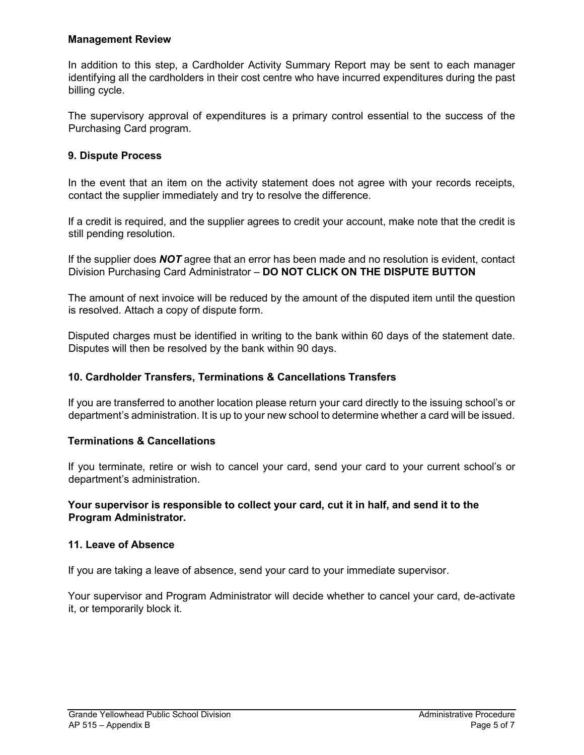**Management Review**

In addition to this step, a Cardholder Activity Summary Report may be sent to each manager identifying all the cardholders in their cost centre who have incurred expenditures during the past billing cycle.

The supervisory approval of expenditures is a primary control essential to the success of the Purchasing Card program.

## 9. Dispute Process

In the event that an item on the activity statement does not agree with your records receipts, contact the supplier immediately and try to resolve the difference.

If a credit is required, and the supplier agrees to credit your account, make note that the credit is still pending resolution.

If the supplier does ***NOT*** agree that an error has been made and no resolution is evident, contact Division Purchasing Card Administrator – **DO NOT CLICK ON THE DISPUTE BUTTON**

The amount of next invoice will be reduced by the amount of the disputed item until the question is resolved. Attach a copy of dispute form.

Disputed charges must be identified in writing to the bank within 60 days of the statement date. Disputes will then be resolved by the bank within 90 days.

## 10. Cardholder Transfers, Terminations & Cancellations Transfers

If you are transferred to another location please return your card directly to the issuing school's or department's administration. It is up to your new school to determine whether a card will be issued.

### Terminations & Cancellations

If you terminate, retire or wish to cancel your card, send your card to your current school's or department's administration.

**Your supervisor is responsible to collect your card, cut it in half, and send it to the Program Administrator.**

## 11. Leave of Absence

If you are taking a leave of absence, send your card to your immediate supervisor.

Your supervisor and Program Administrator will decide whether to cancel your card, de-activate it, or temporarily block it.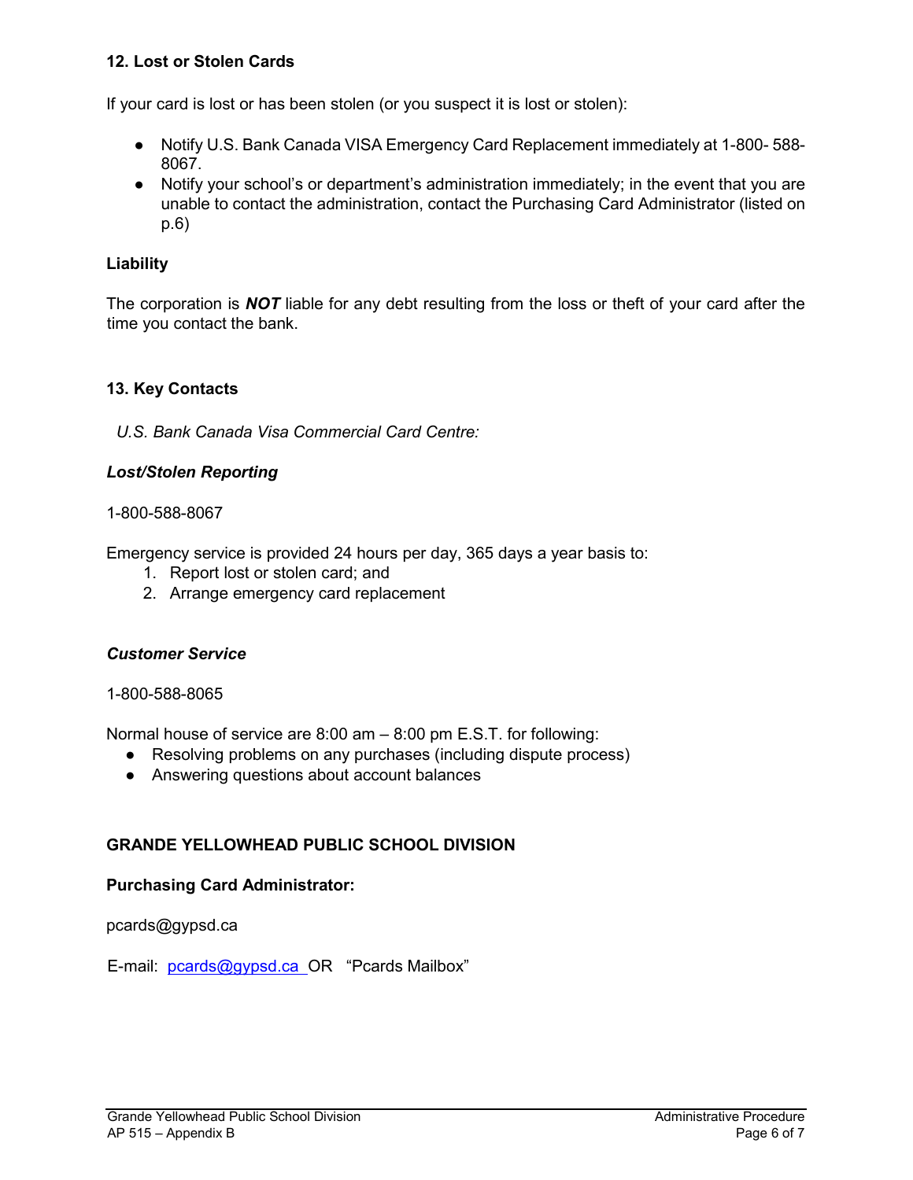### 12. Lost or Stolen Cards

If your card is lost or has been stolen (or you suspect it is lost or stolen):

- Notify U.S. Bank Canada VISA Emergency Card Replacement immediately at 1-800- 588-8067.
- Notify your school's or department's administration immediately; in the event that you are unable to contact the administration, contact the Purchasing Card Administrator (listed on p.6)

### Liability

The corporation is ***NOT*** liable for any debt resulting from the loss or theft of your card after the time you contact the bank.

### 13. Key Contacts

*U.S. Bank Canada Visa Commercial Card Centre:*

***Lost/Stolen Reporting***

1-800-588-8067

Emergency service is provided 24 hours per day, 365 days a year basis to:

1. Report lost or stolen card; and
2. Arrange emergency card replacement

***Customer Service***

1-800-588-8065

Normal house of service are 8:00 am – 8:00 pm E.S.T. for following:

- Resolving problems on any purchases (including dispute process)
- Answering questions about account balances

### GRANDE YELLOWHEAD PUBLIC SCHOOL DIVISION

**Purchasing Card Administrator:**

pcards@gypsd.ca

E-mail: pcards@gypsd.ca OR "Pcards Mailbox"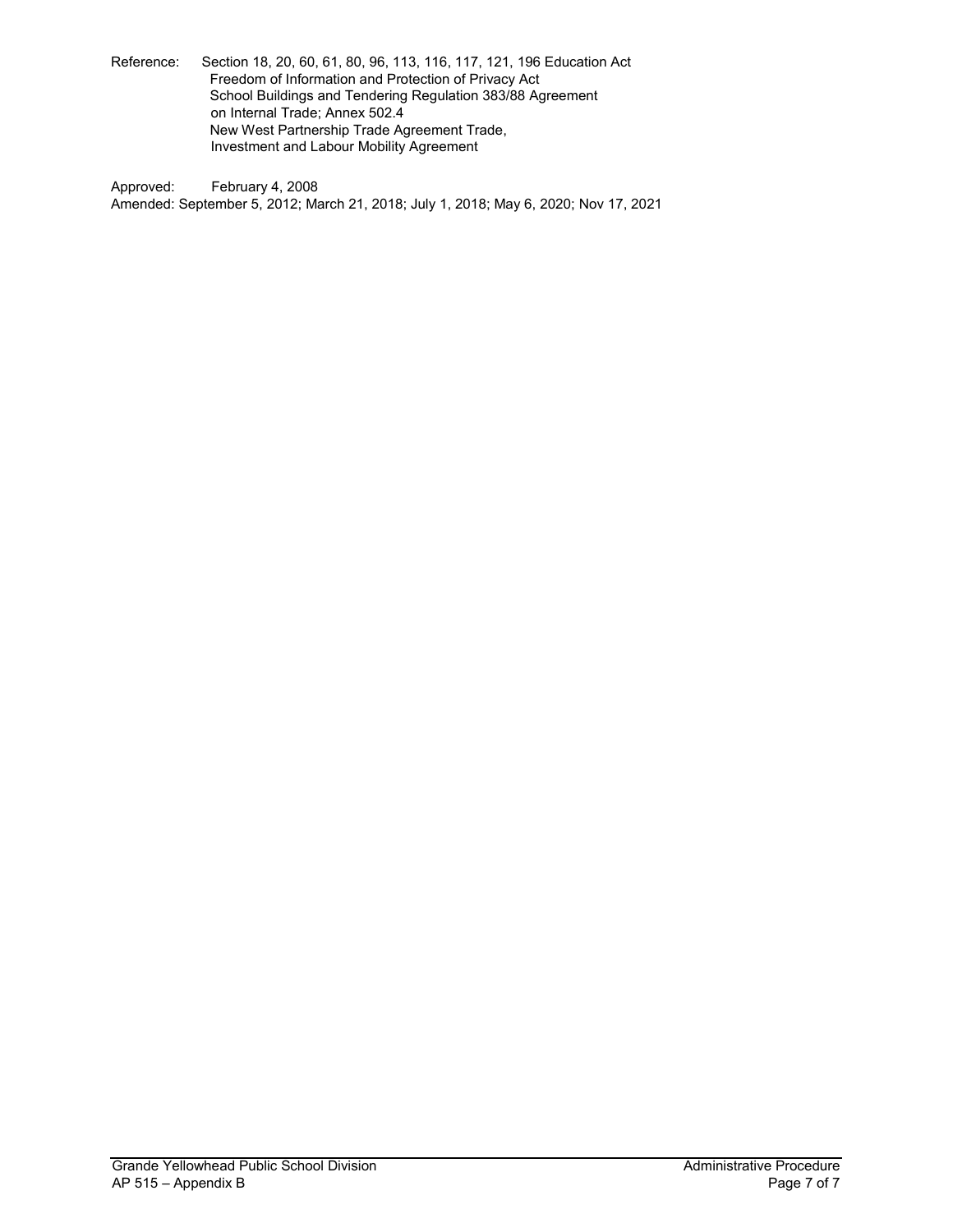Reference: Section 18, 20, 60, 61, 80, 96, 113, 116, 117, 121, 196 Education Act
Freedom of Information and Protection of Privacy Act
School Buildings and Tendering Regulation 383/88 Agreement
on Internal Trade; Annex 502.4
New West Partnership Trade Agreement Trade,
Investment and Labour Mobility Agreement

Approved: February 4, 2008
Amended: September 5, 2012; March 21, 2018; July 1, 2018; May 6, 2020; Nov 17, 2021